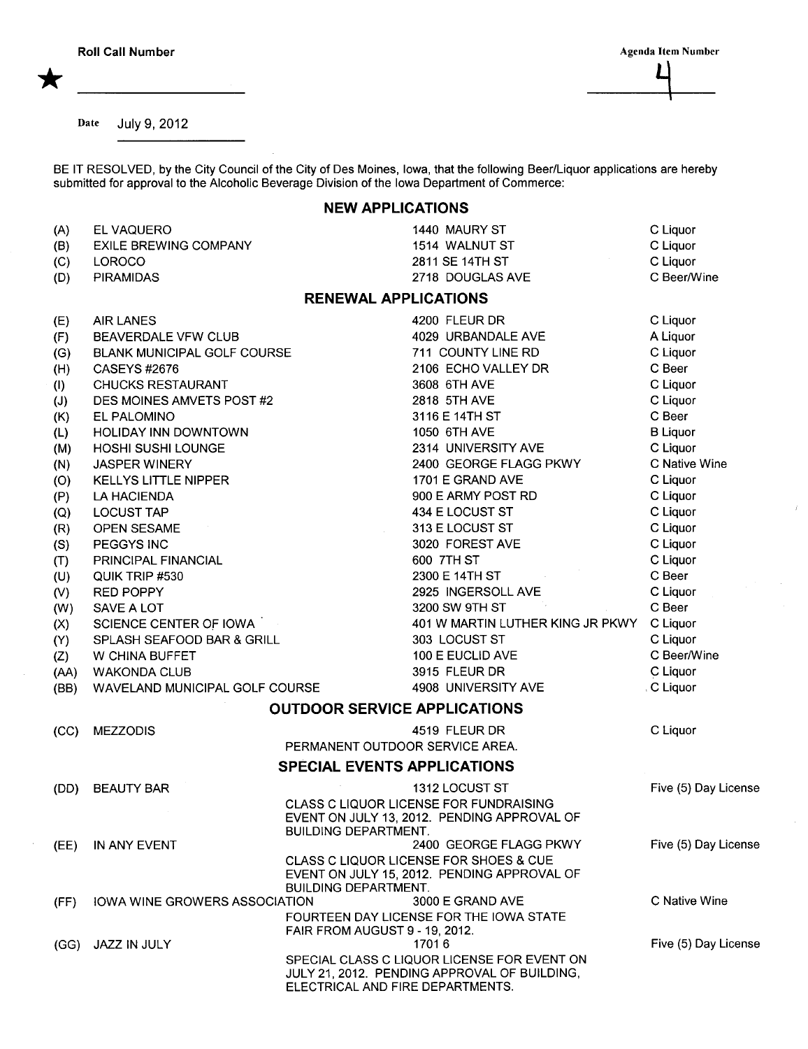Roll Call Number ★ ____________

Agenda Item Number 4

Date July 9, 2012

BE IT RESOLVED, by the City Council of the City of Des Moines, Iowa, that the following Beer/Liquor applications are hereby submitted for approval to the Alcoholic Beverage Division of the Iowa Department of Commerce:

## NEW APPLICATIONS

| | | | |
|---|---|---|---|
| (A) | EL VAQUERO | 1440 MAURY ST | C Liquor |
| (B) | EXILE BREWING COMPANY | 1514 WALNUT ST | C Liquor |
| (C) | LOROCO | 2811 SE 14TH ST | C Liquor |
| (D) | PIRAMIDAS | 2718 DOUGLAS AVE | C Beer/Wine |

## RENEWAL APPLICATIONS

| | | | |
|---|---|---|---|
| (E) | AIR LANES | 4200 FLEUR DR | C Liquor |
| (F) | BEAVERDALE VFW CLUB | 4029 URBANDALE AVE | A Liquor |
| (G) | BLANK MUNICIPAL GOLF COURSE | 711 COUNTY LINE RD | C Liquor |
| (H) | CASEYS #2676 | 2106 ECHO VALLEY DR | C Beer |
| (I) | CHUCKS RESTAURANT | 3608 6TH AVE | C Liquor |
| (J) | DES MOINES AMVETS POST #2 | 2818 5TH AVE | C Liquor |
| (K) | EL PALOMINO | 3116 E 14TH ST | C Beer |
| (L) | HOLIDAY INN DOWNTOWN | 1050 6TH AVE | B Liquor |
| (M) | HOSHI SUSHI LOUNGE | 2314 UNIVERSITY AVE | C Liquor |
| (N) | JASPER WINERY | 2400 GEORGE FLAGG PKWY | C Native Wine |
| (O) | KELLYS LITTLE NIPPER | 1701 E GRAND AVE | C Liquor |
| (P) | LA HACIENDA | 900 E ARMY POST RD | C Liquor |
| (Q) | LOCUST TAP | 434 E LOCUST ST | C Liquor |
| (R) | OPEN SESAME | 313 E LOCUST ST | C Liquor |
| (S) | PEGGYS INC | 3020 FOREST AVE | C Liquor |
| (T) | PRINCIPAL FINANCIAL | 600 7TH ST | C Liquor |
| (U) | QUIK TRIP #530 | 2300 E 14TH ST | C Beer |
| (V) | RED POPPY | 2925 INGERSOLL AVE | C Liquor |
| (W) | SAVE A LOT | 3200 SW 9TH ST | C Beer |
| (X) | SCIENCE CENTER OF IOWA | 401 W MARTIN LUTHER KING JR PKWY | C Liquor |
| (Y) | SPLASH SEAFOOD BAR & GRILL | 303 LOCUST ST | C Liquor |
| (Z) | W CHINA BUFFET | 100 E EUCLID AVE | C Beer/Wine |
| (AA) | WAKONDA CLUB | 3915 FLEUR DR | C Liquor |
| (BB) | WAVELAND MUNICIPAL GOLF COURSE | 4908 UNIVERSITY AVE | C Liquor |

## OUTDOOR SERVICE APPLICATIONS

| | | | |
|---|---|---|---|
| (CC) | MEZZODIS | 4519 FLEUR DR<br>PERMANENT OUTDOOR SERVICE AREA. | C Liquor |

## SPECIAL EVENTS APPLICATIONS

| | | | |
|---|---|---|---|
| (DD) | BEAUTY BAR | 1312 LOCUST ST<br>CLASS C LIQUOR LICENSE FOR FUNDRAISING EVENT ON JULY 13, 2012. PENDING APPROVAL OF BUILDING DEPARTMENT. | Five (5) Day License |
| (EE) | IN ANY EVENT | 2400 GEORGE FLAGG PKWY<br>CLASS C LIQUOR LICENSE FOR SHOES & CUE EVENT ON JULY 15, 2012. PENDING APPROVAL OF BUILDING DEPARTMENT. | Five (5) Day License |
| (FF) | IOWA WINE GROWERS ASSOCIATION | 3000 E GRAND AVE<br>FOURTEEN DAY LICENSE FOR THE IOWA STATE FAIR FROM AUGUST 9 - 19, 2012. | C Native Wine |
| (GG) | JAZZ IN JULY | 1701 6<br>SPECIAL CLASS C LIQUOR LICENSE FOR EVENT ON JULY 21, 2012. PENDING APPROVAL OF BUILDING, ELECTRICAL AND FIRE DEPARTMENTS. | Five (5) Day License |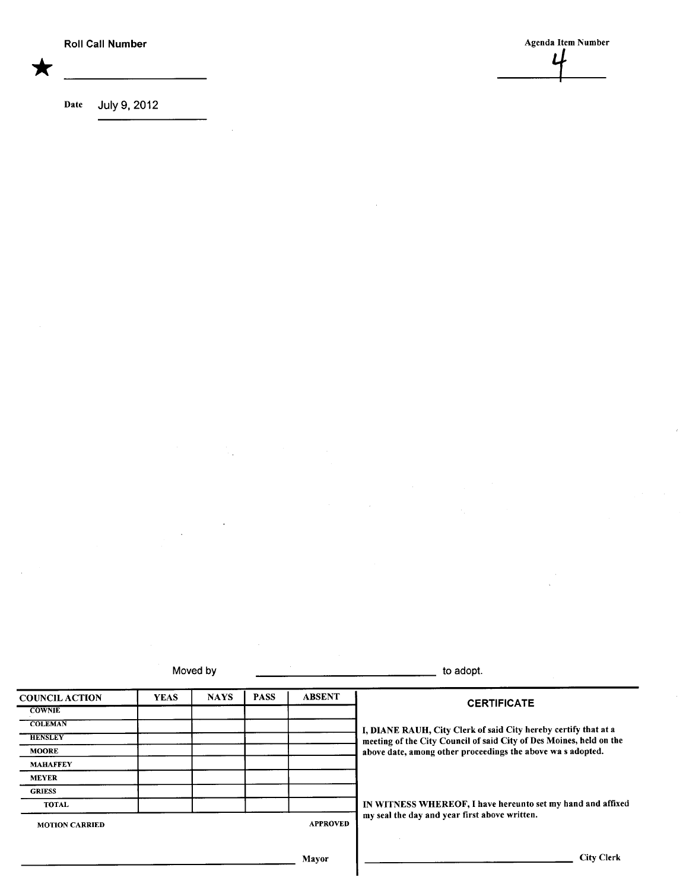Roll Call Number

★ ____________________

Date July 9, 2012

Agenda Item Number

4

Moved by ______________________________ to adopt.

| COUNCIL ACTION | YEAS | NAYS | PASS | ABSENT |
|---|---|---|---|---|
| COWNIE | | | | |
| COLEMAN | | | | |
| HENSLEY | | | | |
| MOORE | | | | |
| MAHAFFEY | | | | |
| MEYER | | | | |
| GRIESS | | | | |
| TOTAL | | | | |

MOTION CARRIED APPROVED

______________________________ Mayor

**CERTIFICATE**

I, DIANE RAUH, City Clerk of said City hereby certify that at a meeting of the City Council of said City of Des Moines, held on the above date, among other proceedings the above wa s adopted.

IN WITNESS WHEREOF, I have hereunto set my hand and affixed my seal the day and year first above written.

______________________________ City Clerk